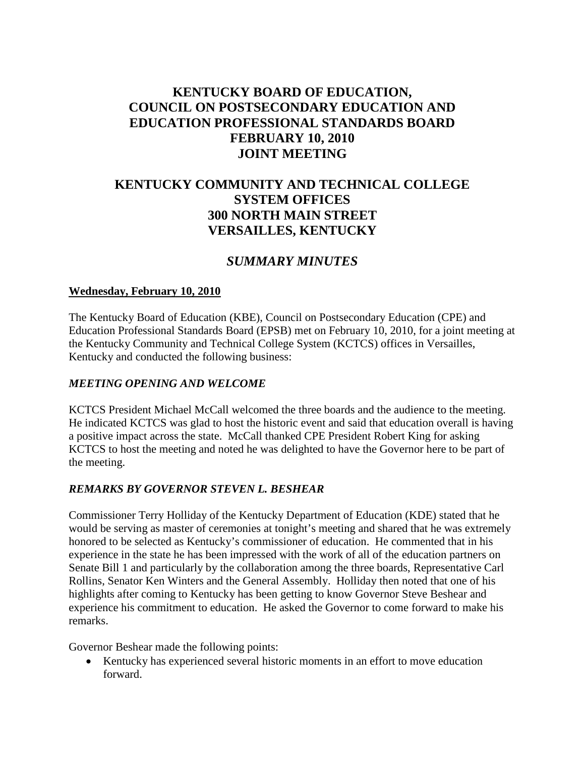# KENTUCKY BOARD OF EDUCATION, COUNCIL ON POSTSECONDARY EDUCATION AND EDUCATION PROFESSIONAL STANDARDS BOARD FEBRUARY 10, 2010 JOINT MEETING

## KENTUCKY COMMUNITY AND TECHNICAL COLLEGE SYSTEM OFFICES 300 NORTH MAIN STREET VERSAILLES, KENTUCKY

## *SUMMARY MINUTES*

**Wednesday, February 10, 2010**

The Kentucky Board of Education (KBE), Council on Postsecondary Education (CPE) and Education Professional Standards Board (EPSB) met on February 10, 2010, for a joint meeting at the Kentucky Community and Technical College System (KCTCS) offices in Versailles, Kentucky and conducted the following business:

### *MEETING OPENING AND WELCOME*

KCTCS President Michael McCall welcomed the three boards and the audience to the meeting. He indicated KCTCS was glad to host the historic event and said that education overall is having a positive impact across the state. McCall thanked CPE President Robert King for asking KCTCS to host the meeting and noted he was delighted to have the Governor here to be part of the meeting.

### *REMARKS BY GOVERNOR STEVEN L. BESHEAR*

Commissioner Terry Holliday of the Kentucky Department of Education (KDE) stated that he would be serving as master of ceremonies at tonight's meeting and shared that he was extremely honored to be selected as Kentucky's commissioner of education. He commented that in his experience in the state he has been impressed with the work of all of the education partners on Senate Bill 1 and particularly by the collaboration among the three boards, Representative Carl Rollins, Senator Ken Winters and the General Assembly. Holliday then noted that one of his highlights after coming to Kentucky has been getting to know Governor Steve Beshear and experience his commitment to education. He asked the Governor to come forward to make his remarks.

Governor Beshear made the following points:

- Kentucky has experienced several historic moments in an effort to move education forward.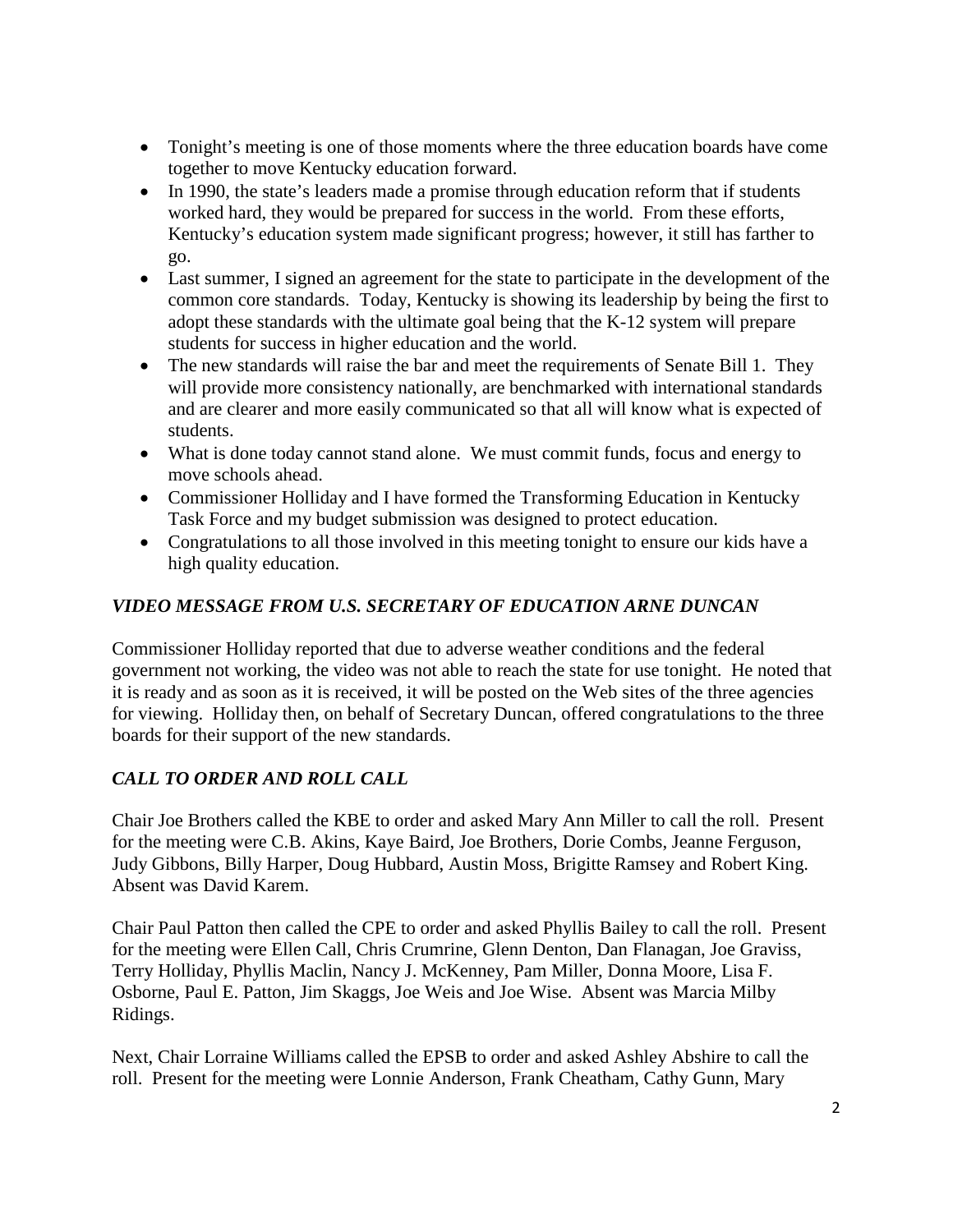- Tonight's meeting is one of those moments where the three education boards have come together to move Kentucky education forward.
- In 1990, the state's leaders made a promise through education reform that if students worked hard, they would be prepared for success in the world. From these efforts, Kentucky's education system made significant progress; however, it still has farther to go.
- Last summer, I signed an agreement for the state to participate in the development of the common core standards. Today, Kentucky is showing its leadership by being the first to adopt these standards with the ultimate goal being that the K-12 system will prepare students for success in higher education and the world.
- The new standards will raise the bar and meet the requirements of Senate Bill 1. They will provide more consistency nationally, are benchmarked with international standards and are clearer and more easily communicated so that all will know what is expected of students.
- What is done today cannot stand alone. We must commit funds, focus and energy to move schools ahead.
- Commissioner Holliday and I have formed the Transforming Education in Kentucky Task Force and my budget submission was designed to protect education.
- Congratulations to all those involved in this meeting tonight to ensure our kids have a high quality education.

### *VIDEO MESSAGE FROM U.S. SECRETARY OF EDUCATION ARNE DUNCAN*

Commissioner Holliday reported that due to adverse weather conditions and the federal government not working, the video was not able to reach the state for use tonight. He noted that it is ready and as soon as it is received, it will be posted on the Web sites of the three agencies for viewing. Holliday then, on behalf of Secretary Duncan, offered congratulations to the three boards for their support of the new standards.

### *CALL TO ORDER AND ROLL CALL*

Chair Joe Brothers called the KBE to order and asked Mary Ann Miller to call the roll. Present for the meeting were C.B. Akins, Kaye Baird, Joe Brothers, Dorie Combs, Jeanne Ferguson, Judy Gibbons, Billy Harper, Doug Hubbard, Austin Moss, Brigitte Ramsey and Robert King. Absent was David Karem.

Chair Paul Patton then called the CPE to order and asked Phyllis Bailey to call the roll. Present for the meeting were Ellen Call, Chris Crumrine, Glenn Denton, Dan Flanagan, Joe Graviss, Terry Holliday, Phyllis Maclin, Nancy J. McKenney, Pam Miller, Donna Moore, Lisa F. Osborne, Paul E. Patton, Jim Skaggs, Joe Weis and Joe Wise. Absent was Marcia Milby Ridings.

Next, Chair Lorraine Williams called the EPSB to order and asked Ashley Abshire to call the roll. Present for the meeting were Lonnie Anderson, Frank Cheatham, Cathy Gunn, Mary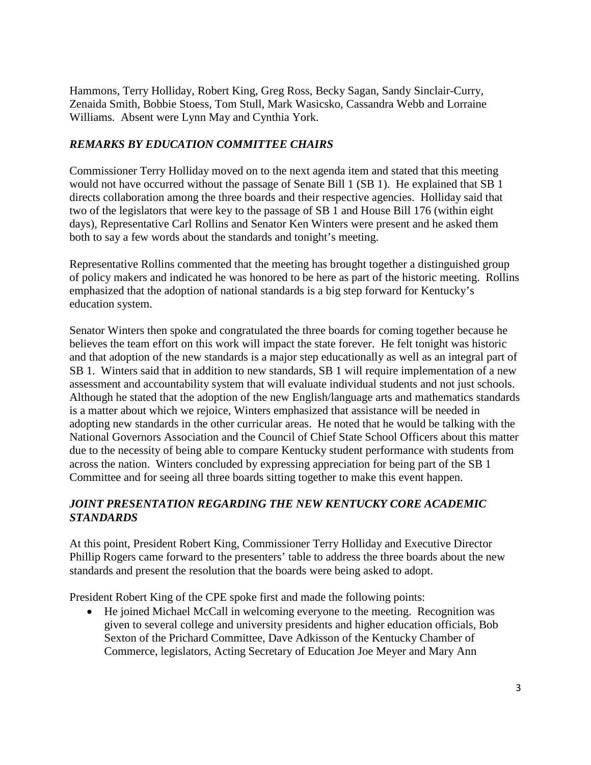Hammons, Terry Holliday, Robert King, Greg Ross, Becky Sagan, Sandy Sinclair-Curry, Zenaida Smith, Bobbie Stoess, Tom Stull, Mark Wasicsko, Cassandra Webb and Lorraine Williams. Absent were Lynn May and Cynthia York.

### *REMARKS BY EDUCATION COMMITTEE CHAIRS*

Commissioner Terry Holliday moved on to the next agenda item and stated that this meeting would not have occurred without the passage of Senate Bill 1 (SB 1). He explained that SB 1 directs collaboration among the three boards and their respective agencies. Holliday said that two of the legislators that were key to the passage of SB 1 and House Bill 176 (within eight days), Representative Carl Rollins and Senator Ken Winters were present and he asked them both to say a few words about the standards and tonight's meeting.

Representative Rollins commented that the meeting has brought together a distinguished group of policy makers and indicated he was honored to be here as part of the historic meeting. Rollins emphasized that the adoption of national standards is a big step forward for Kentucky's education system.

Senator Winters then spoke and congratulated the three boards for coming together because he believes the team effort on this work will impact the state forever. He felt tonight was historic and that adoption of the new standards is a major step educationally as well as an integral part of SB 1. Winters said that in addition to new standards, SB 1 will require implementation of a new assessment and accountability system that will evaluate individual students and not just schools. Although he stated that the adoption of the new English/language arts and mathematics standards is a matter about which we rejoice, Winters emphasized that assistance will be needed in adopting new standards in the other curricular areas. He noted that he would be talking with the National Governors Association and the Council of Chief State School Officers about this matter due to the necessity of being able to compare Kentucky student performance with students from across the nation. Winters concluded by expressing appreciation for being part of the SB 1 Committee and for seeing all three boards sitting together to make this event happen.

### *JOINT PRESENTATION REGARDING THE NEW KENTUCKY CORE ACADEMIC STANDARDS*

At this point, President Robert King, Commissioner Terry Holliday and Executive Director Phillip Rogers came forward to the presenters' table to address the three boards about the new standards and present the resolution that the boards were being asked to adopt.

President Robert King of the CPE spoke first and made the following points:

- He joined Michael McCall in welcoming everyone to the meeting. Recognition was given to several college and university presidents and higher education officials, Bob Sexton of the Prichard Committee, Dave Adkisson of the Kentucky Chamber of Commerce, legislators, Acting Secretary of Education Joe Meyer and Mary Ann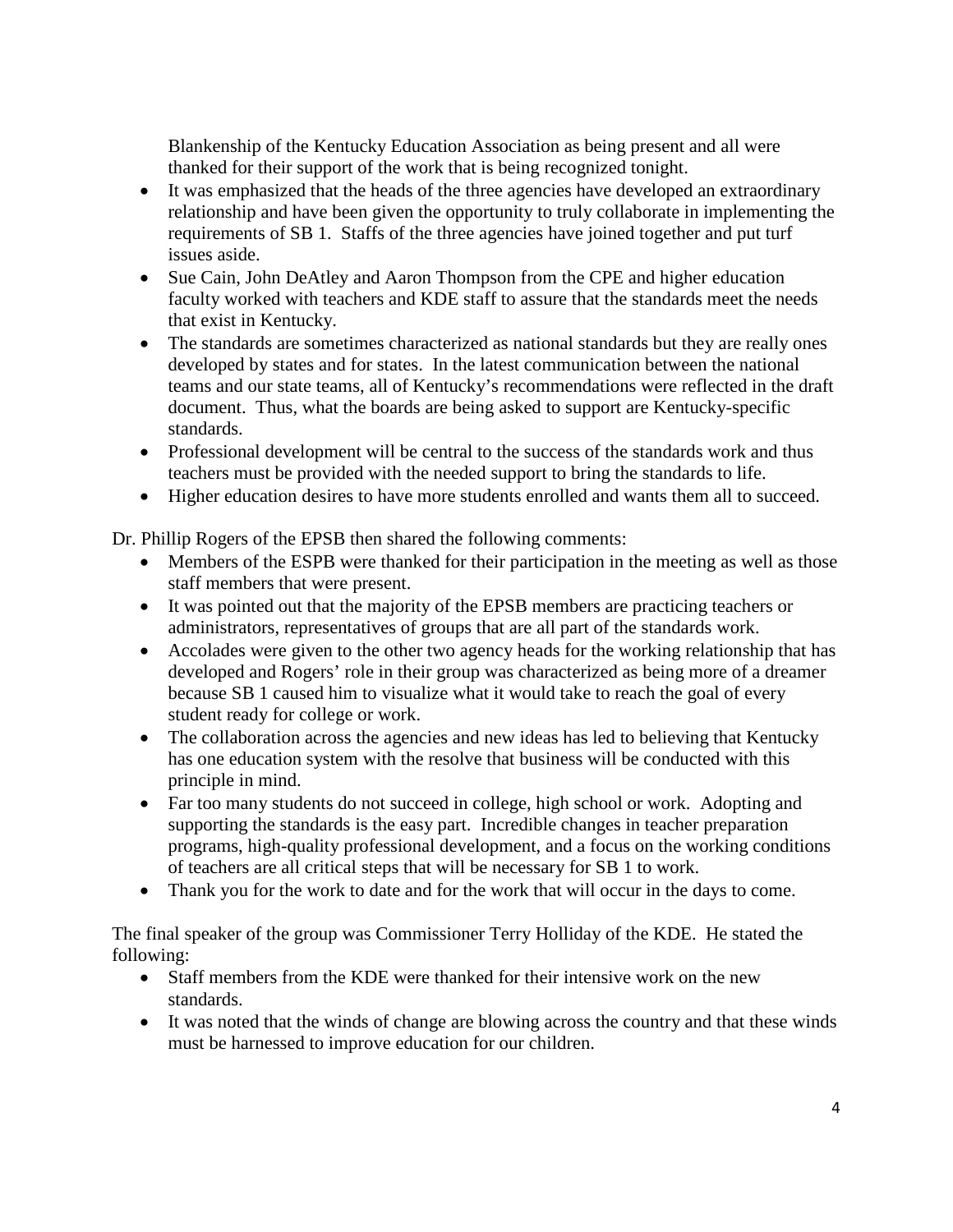Blankenship of the Kentucky Education Association as being present and all were thanked for their support of the work that is being recognized tonight.

- It was emphasized that the heads of the three agencies have developed an extraordinary relationship and have been given the opportunity to truly collaborate in implementing the requirements of SB 1. Staffs of the three agencies have joined together and put turf issues aside.
- Sue Cain, John DeAtley and Aaron Thompson from the CPE and higher education faculty worked with teachers and KDE staff to assure that the standards meet the needs that exist in Kentucky.
- The standards are sometimes characterized as national standards but they are really ones developed by states and for states. In the latest communication between the national teams and our state teams, all of Kentucky's recommendations were reflected in the draft document. Thus, what the boards are being asked to support are Kentucky-specific standards.
- Professional development will be central to the success of the standards work and thus teachers must be provided with the needed support to bring the standards to life.
- Higher education desires to have more students enrolled and wants them all to succeed.

Dr. Phillip Rogers of the EPSB then shared the following comments:

- Members of the ESPB were thanked for their participation in the meeting as well as those staff members that were present.
- It was pointed out that the majority of the EPSB members are practicing teachers or administrators, representatives of groups that are all part of the standards work.
- Accolades were given to the other two agency heads for the working relationship that has developed and Rogers' role in their group was characterized as being more of a dreamer because SB 1 caused him to visualize what it would take to reach the goal of every student ready for college or work.
- The collaboration across the agencies and new ideas has led to believing that Kentucky has one education system with the resolve that business will be conducted with this principle in mind.
- Far too many students do not succeed in college, high school or work. Adopting and supporting the standards is the easy part. Incredible changes in teacher preparation programs, high-quality professional development, and a focus on the working conditions of teachers are all critical steps that will be necessary for SB 1 to work.
- Thank you for the work to date and for the work that will occur in the days to come.

The final speaker of the group was Commissioner Terry Holliday of the KDE. He stated the following:

- Staff members from the KDE were thanked for their intensive work on the new standards.
- It was noted that the winds of change are blowing across the country and that these winds must be harnessed to improve education for our children.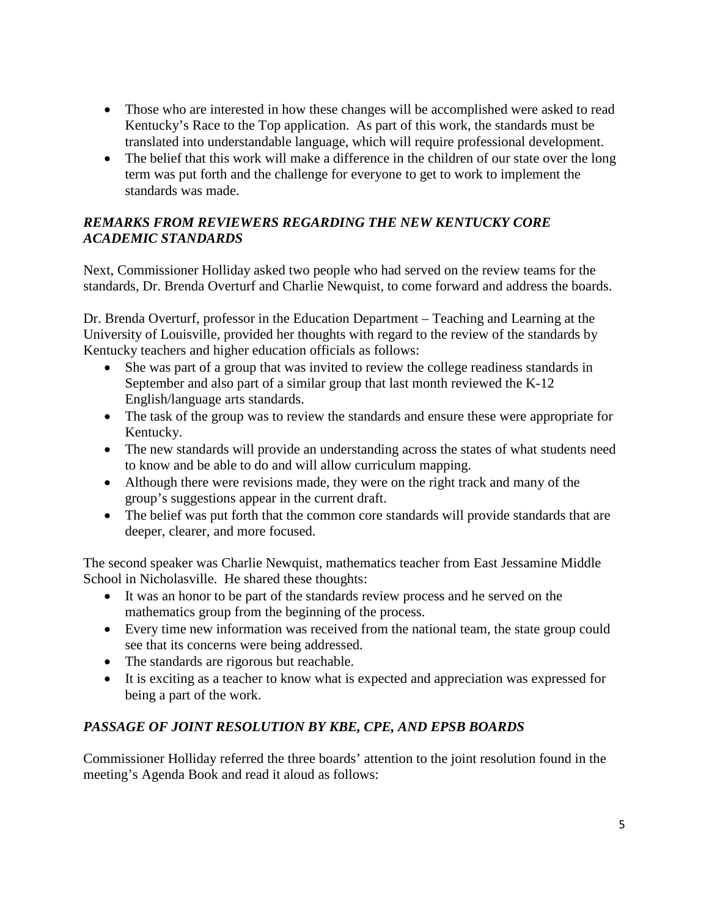- Those who are interested in how these changes will be accomplished were asked to read Kentucky's Race to the Top application. As part of this work, the standards must be translated into understandable language, which will require professional development.
- The belief that this work will make a difference in the children of our state over the long term was put forth and the challenge for everyone to get to work to implement the standards was made.

### *REMARKS FROM REVIEWERS REGARDING THE NEW KENTUCKY CORE ACADEMIC STANDARDS*

Next, Commissioner Holliday asked two people who had served on the review teams for the standards, Dr. Brenda Overturf and Charlie Newquist, to come forward and address the boards.

Dr. Brenda Overturf, professor in the Education Department – Teaching and Learning at the University of Louisville, provided her thoughts with regard to the review of the standards by Kentucky teachers and higher education officials as follows:

- She was part of a group that was invited to review the college readiness standards in September and also part of a similar group that last month reviewed the K-12 English/language arts standards.
- The task of the group was to review the standards and ensure these were appropriate for Kentucky.
- The new standards will provide an understanding across the states of what students need to know and be able to do and will allow curriculum mapping.
- Although there were revisions made, they were on the right track and many of the group's suggestions appear in the current draft.
- The belief was put forth that the common core standards will provide standards that are deeper, clearer, and more focused.

The second speaker was Charlie Newquist, mathematics teacher from East Jessamine Middle School in Nicholasville. He shared these thoughts:

- It was an honor to be part of the standards review process and he served on the mathematics group from the beginning of the process.
- Every time new information was received from the national team, the state group could see that its concerns were being addressed.
- The standards are rigorous but reachable.
- It is exciting as a teacher to know what is expected and appreciation was expressed for being a part of the work.

### *PASSAGE OF JOINT RESOLUTION BY KBE, CPE, AND EPSB BOARDS*

Commissioner Holliday referred the three boards' attention to the joint resolution found in the meeting's Agenda Book and read it aloud as follows: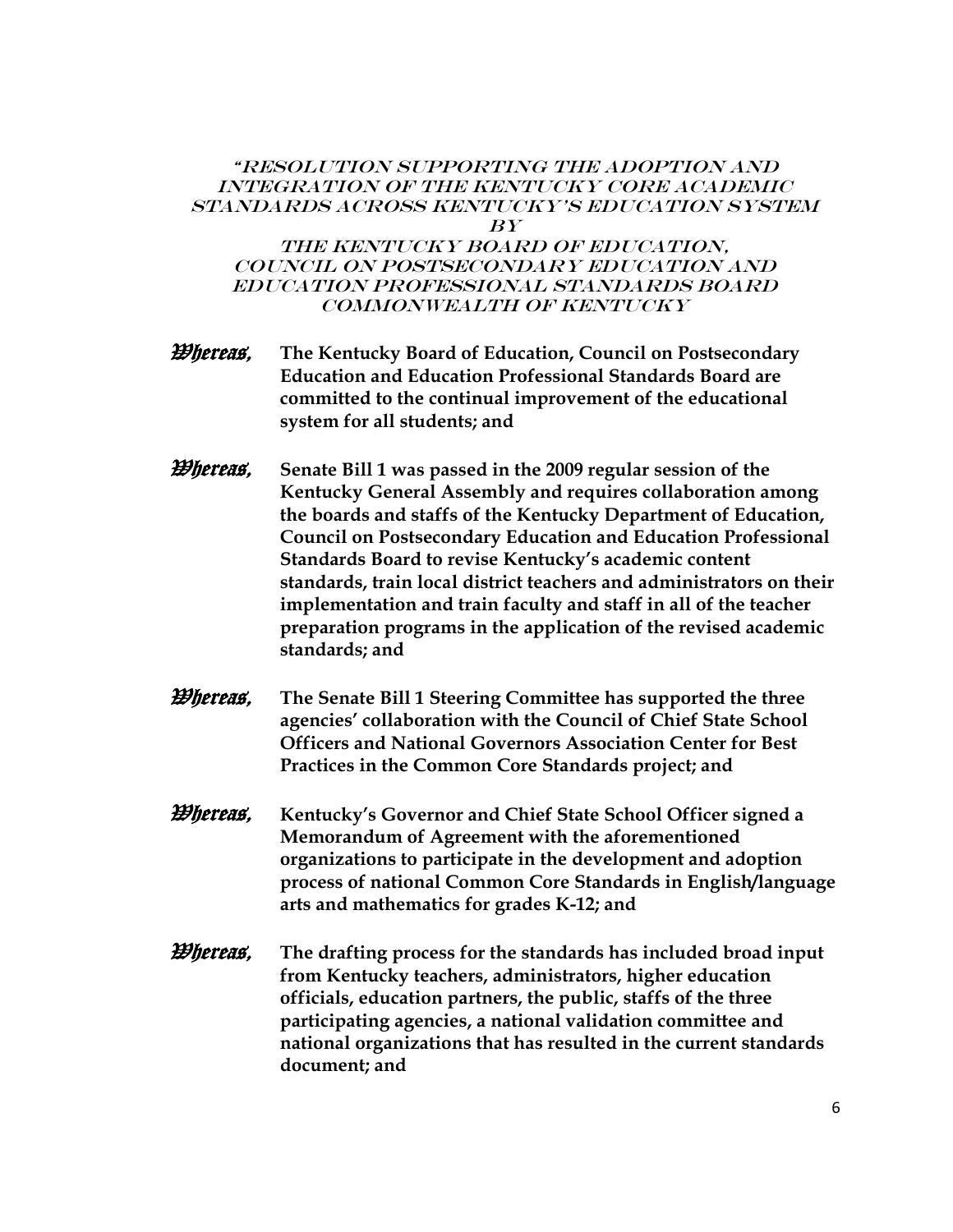# "RESOLUTION SUPPORTING THE ADOPTION AND INTEGRATION OF THE KENTUCKY CORE ACADEMIC STANDARDS ACROSS KENTUCKY'S EDUCATION SYSTEM BY THE KENTUCKY BOARD OF EDUCATION, COUNCIL ON POSTSECONDARY EDUCATION AND EDUCATION PROFESSIONAL STANDARDS BOARD COMMONWEALTH OF KENTUCKY

*Whereas,* **The Kentucky Board of Education, Council on Postsecondary Education and Education Professional Standards Board are committed to the continual improvement of the educational system for all students; and**

*Whereas,* **Senate Bill 1 was passed in the 2009 regular session of the Kentucky General Assembly and requires collaboration among the boards and staffs of the Kentucky Department of Education, Council on Postsecondary Education and Education Professional Standards Board to revise Kentucky's academic content standards, train local district teachers and administrators on their implementation and train faculty and staff in all of the teacher preparation programs in the application of the revised academic standards; and**

*Whereas,* **The Senate Bill 1 Steering Committee has supported the three agencies' collaboration with the Council of Chief State School Officers and National Governors Association Center for Best Practices in the Common Core Standards project; and**

*Whereas,* **Kentucky's Governor and Chief State School Officer signed a Memorandum of Agreement with the aforementioned organizations to participate in the development and adoption process of national Common Core Standards in English/language arts and mathematics for grades K-12; and**

*Whereas,* **The drafting process for the standards has included broad input from Kentucky teachers, administrators, higher education officials, education partners, the public, staffs of the three participating agencies, a national validation committee and national organizations that has resulted in the current standards document; and**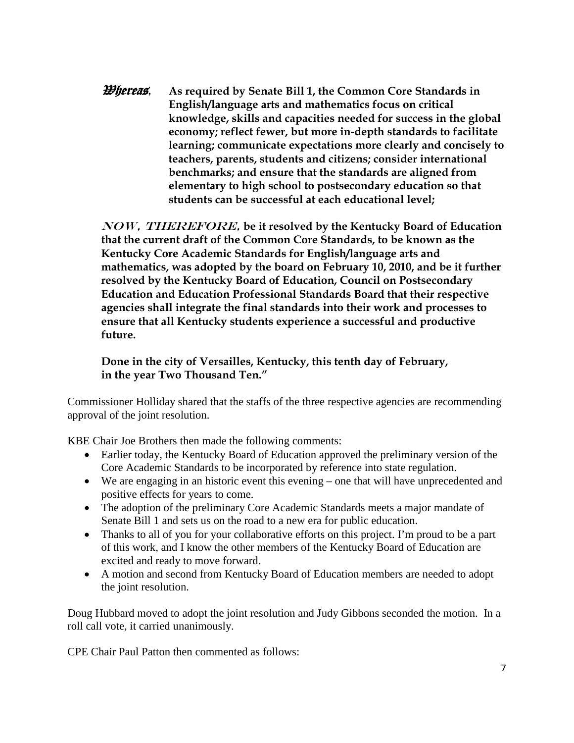***Whereas*,** **As required by Senate Bill 1, the Common Core Standards in English/language arts and mathematics focus on critical knowledge, skills and capacities needed for success in the global economy; reflect fewer, but more in-depth standards to facilitate learning; communicate expectations more clearly and concisely to teachers, parents, students and citizens; consider international benchmarks; and ensure that the standards are aligned from elementary to high school to postsecondary education so that students can be successful at each educational level;**

***NOW, THEREFORE,*** **be it resolved by the Kentucky Board of Education that the current draft of the Common Core Standards, to be known as the Kentucky Core Academic Standards for English/language arts and mathematics, was adopted by the board on February 10, 2010, and be it further resolved by the Kentucky Board of Education, Council on Postsecondary Education and Education Professional Standards Board that their respective agencies shall integrate the final standards into their work and processes to ensure that all Kentucky students experience a successful and productive future.**

**Done in the city of Versailles, Kentucky, this tenth day of February, in the year Two Thousand Ten."**

Commissioner Holliday shared that the staffs of the three respective agencies are recommending approval of the joint resolution.

KBE Chair Joe Brothers then made the following comments:

- Earlier today, the Kentucky Board of Education approved the preliminary version of the Core Academic Standards to be incorporated by reference into state regulation.
- We are engaging in an historic event this evening – one that will have unprecedented and positive effects for years to come.
- The adoption of the preliminary Core Academic Standards meets a major mandate of Senate Bill 1 and sets us on the road to a new era for public education.
- Thanks to all of you for your collaborative efforts on this project. I'm proud to be a part of this work, and I know the other members of the Kentucky Board of Education are excited and ready to move forward.
- A motion and second from Kentucky Board of Education members are needed to adopt the joint resolution.

Doug Hubbard moved to adopt the joint resolution and Judy Gibbons seconded the motion. In a roll call vote, it carried unanimously.

CPE Chair Paul Patton then commented as follows: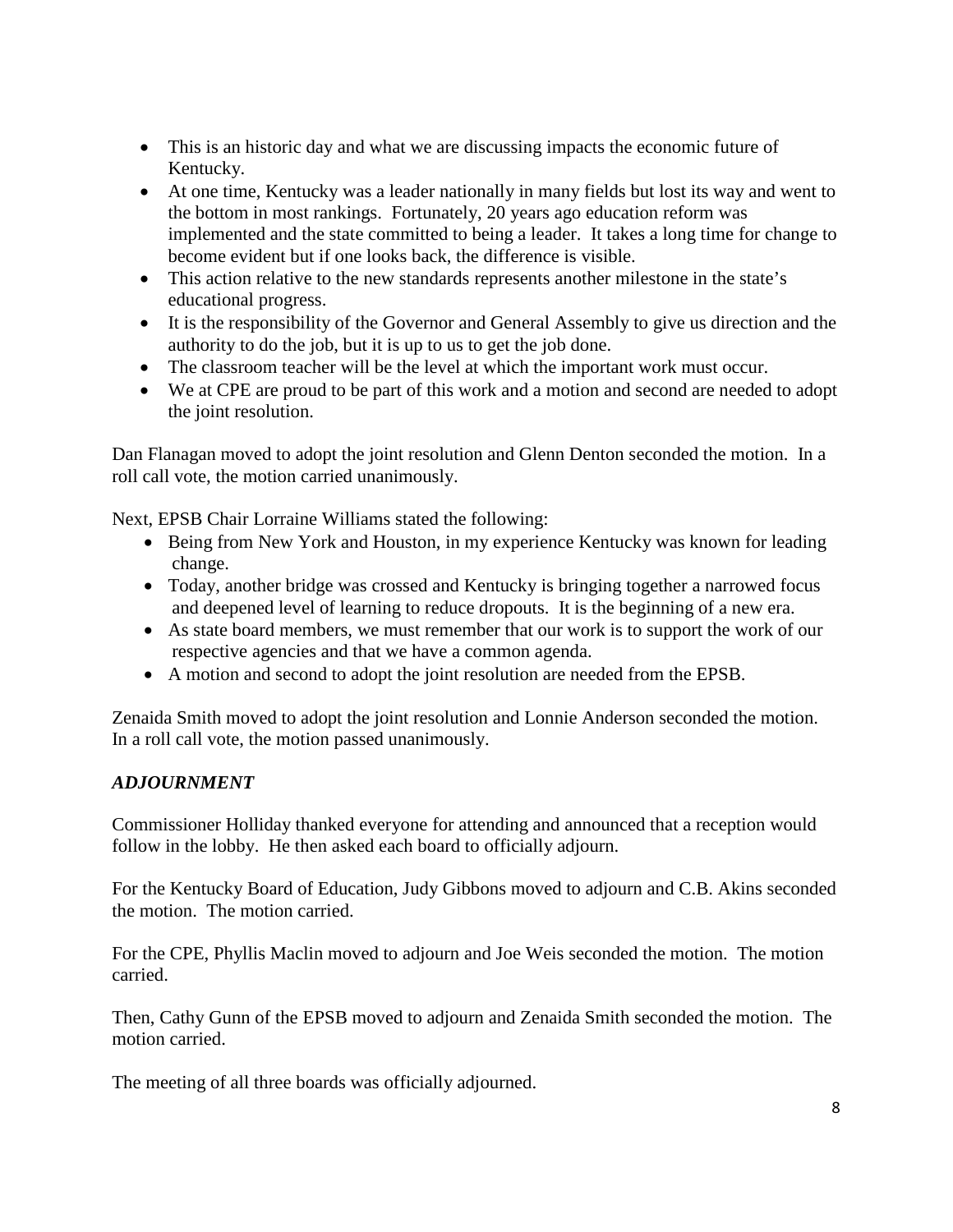- This is an historic day and what we are discussing impacts the economic future of Kentucky.
- At one time, Kentucky was a leader nationally in many fields but lost its way and went to the bottom in most rankings. Fortunately, 20 years ago education reform was implemented and the state committed to being a leader. It takes a long time for change to become evident but if one looks back, the difference is visible.
- This action relative to the new standards represents another milestone in the state's educational progress.
- It is the responsibility of the Governor and General Assembly to give us direction and the authority to do the job, but it is up to us to get the job done.
- The classroom teacher will be the level at which the important work must occur.
- We at CPE are proud to be part of this work and a motion and second are needed to adopt the joint resolution.

Dan Flanagan moved to adopt the joint resolution and Glenn Denton seconded the motion. In a roll call vote, the motion carried unanimously.

Next, EPSB Chair Lorraine Williams stated the following:

- Being from New York and Houston, in my experience Kentucky was known for leading change.
- Today, another bridge was crossed and Kentucky is bringing together a narrowed focus and deepened level of learning to reduce dropouts. It is the beginning of a new era.
- As state board members, we must remember that our work is to support the work of our respective agencies and that we have a common agenda.
- A motion and second to adopt the joint resolution are needed from the EPSB.

Zenaida Smith moved to adopt the joint resolution and Lonnie Anderson seconded the motion. In a roll call vote, the motion passed unanimously.

***ADJOURNMENT***

Commissioner Holliday thanked everyone for attending and announced that a reception would follow in the lobby. He then asked each board to officially adjourn.

For the Kentucky Board of Education, Judy Gibbons moved to adjourn and C.B. Akins seconded the motion. The motion carried.

For the CPE, Phyllis Maclin moved to adjourn and Joe Weis seconded the motion. The motion carried.

Then, Cathy Gunn of the EPSB moved to adjourn and Zenaida Smith seconded the motion. The motion carried.

The meeting of all three boards was officially adjourned.